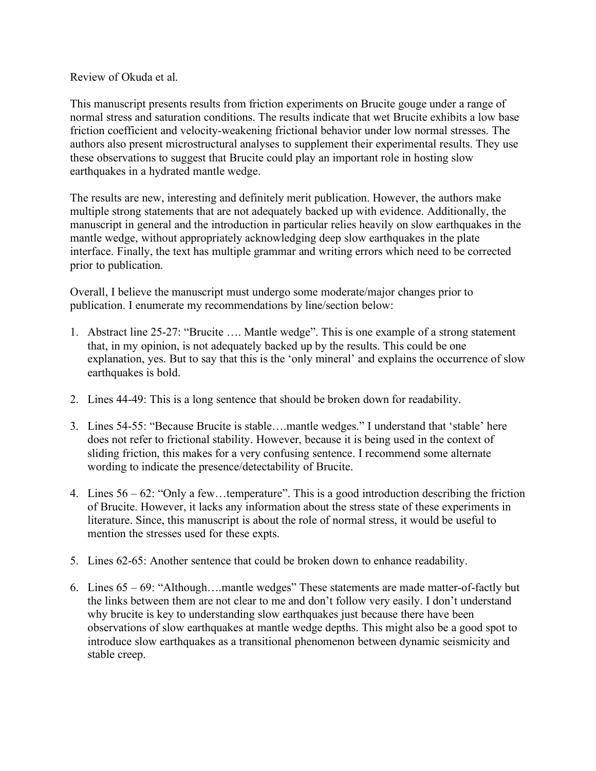Review of Okuda et al.

This manuscript presents results from friction experiments on Brucite gouge under a range of normal stress and saturation conditions. The results indicate that wet Brucite exhibits a low base friction coefficient and velocity-weakening frictional behavior under low normal stresses. The authors also present microstructural analyses to supplement their experimental results. They use these observations to suggest that Brucite could play an important role in hosting slow earthquakes in a hydrated mantle wedge.

The results are new, interesting and definitely merit publication. However, the authors make multiple strong statements that are not adequately backed up with evidence. Additionally, the manuscript in general and the introduction in particular relies heavily on slow earthquakes in the mantle wedge, without appropriately acknowledging deep slow earthquakes in the plate interface. Finally, the text has multiple grammar and writing errors which need to be corrected prior to publication.

Overall, I believe the manuscript must undergo some moderate/major changes prior to publication. I enumerate my recommendations by line/section below:

1. Abstract line 25-27: "Brucite …. Mantle wedge". This is one example of a strong statement that, in my opinion, is not adequately backed up by the results. This could be one explanation, yes. But to say that this is the 'only mineral' and explains the occurrence of slow earthquakes is bold.
2. Lines 44-49: This is a long sentence that should be broken down for readability.
3. Lines 54-55: "Because Brucite is stable….mantle wedges." I understand that 'stable' here does not refer to frictional stability. However, because it is being used in the context of sliding friction, this makes for a very confusing sentence. I recommend some alternate wording to indicate the presence/detectability of Brucite.
4. Lines 56 – 62: "Only a few…temperature". This is a good introduction describing the friction of Brucite. However, it lacks any information about the stress state of these experiments in literature. Since, this manuscript is about the role of normal stress, it would be useful to mention the stresses used for these expts.
5. Lines 62-65: Another sentence that could be broken down to enhance readability.
6. Lines 65 – 69: "Although….mantle wedges" These statements are made matter-of-factly but the links between them are not clear to me and don't follow very easily. I don't understand why brucite is key to understanding slow earthquakes just because there have been observations of slow earthquakes at mantle wedge depths. This might also be a good spot to introduce slow earthquakes as a transitional phenomenon between dynamic seismicity and stable creep.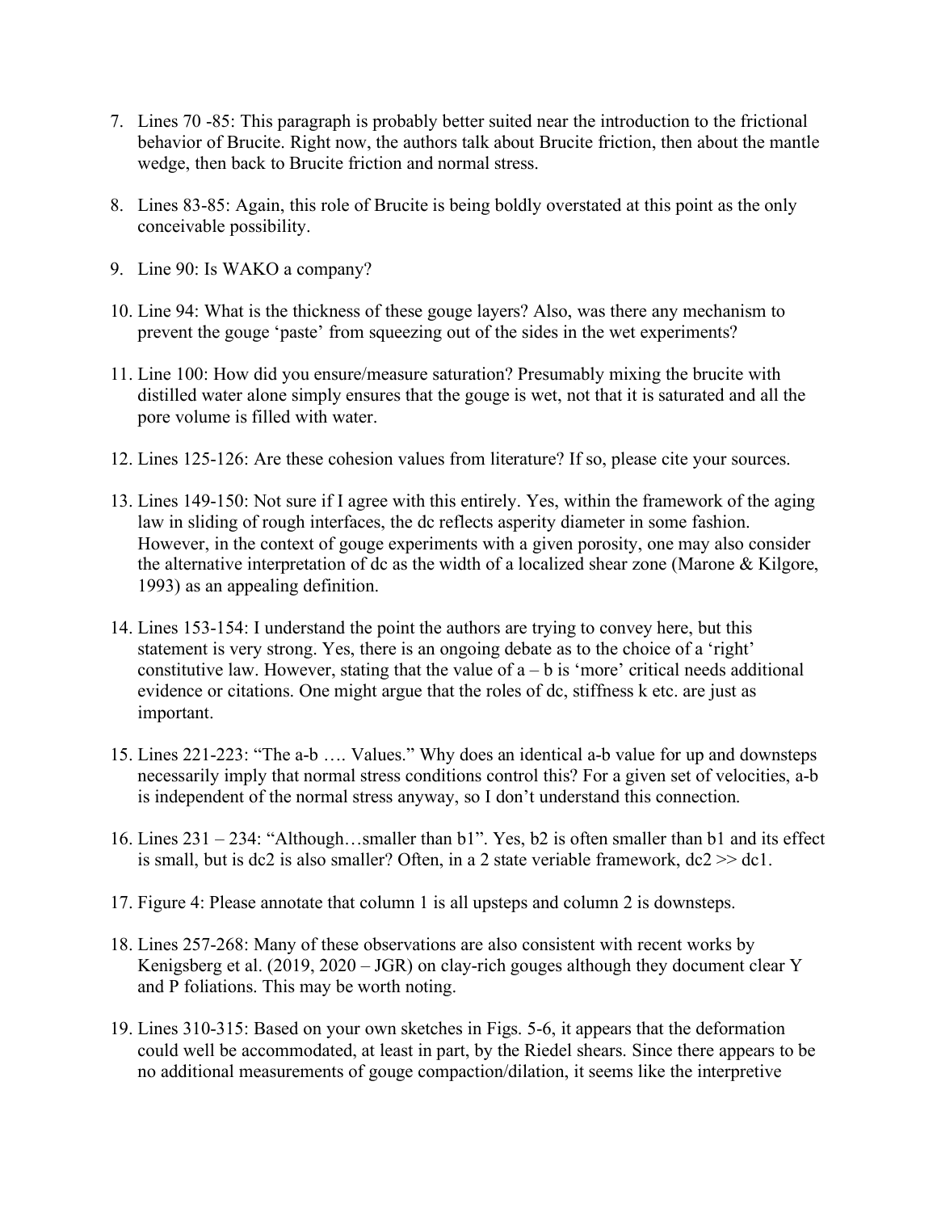7. Lines 70 -85: This paragraph is probably better suited near the introduction to the frictional behavior of Brucite. Right now, the authors talk about Brucite friction, then about the mantle wedge, then back to Brucite friction and normal stress.

8. Lines 83-85: Again, this role of Brucite is being boldly overstated at this point as the only conceivable possibility.

9. Line 90: Is WAKO a company?

10. Line 94: What is the thickness of these gouge layers? Also, was there any mechanism to prevent the gouge 'paste' from squeezing out of the sides in the wet experiments?

11. Line 100: How did you ensure/measure saturation? Presumably mixing the brucite with distilled water alone simply ensures that the gouge is wet, not that it is saturated and all the pore volume is filled with water.

12. Lines 125-126: Are these cohesion values from literature? If so, please cite your sources.

13. Lines 149-150: Not sure if I agree with this entirely. Yes, within the framework of the aging law in sliding of rough interfaces, the dc reflects asperity diameter in some fashion. However, in the context of gouge experiments with a given porosity, one may also consider the alternative interpretation of dc as the width of a localized shear zone (Marone & Kilgore, 1993) as an appealing definition.

14. Lines 153-154: I understand the point the authors are trying to convey here, but this statement is very strong. Yes, there is an ongoing debate as to the choice of a 'right' constitutive law. However, stating that the value of a – b is 'more' critical needs additional evidence or citations. One might argue that the roles of dc, stiffness k etc. are just as important.

15. Lines 221-223: "The a-b …. Values." Why does an identical a-b value for up and downsteps necessarily imply that normal stress conditions control this? For a given set of velocities, a-b is independent of the normal stress anyway, so I don't understand this connection.

16. Lines 231 – 234: "Although…smaller than b1". Yes, b2 is often smaller than b1 and its effect is small, but is dc2 is also smaller? Often, in a 2 state veriable framework, dc2 >> dc1.

17. Figure 4: Please annotate that column 1 is all upsteps and column 2 is downsteps.

18. Lines 257-268: Many of these observations are also consistent with recent works by Kenigsberg et al. (2019, 2020 – JGR) on clay-rich gouges although they document clear Y and P foliations. This may be worth noting.

19. Lines 310-315: Based on your own sketches in Figs. 5-6, it appears that the deformation could well be accommodated, at least in part, by the Riedel shears. Since there appears to be no additional measurements of gouge compaction/dilation, it seems like the interpretive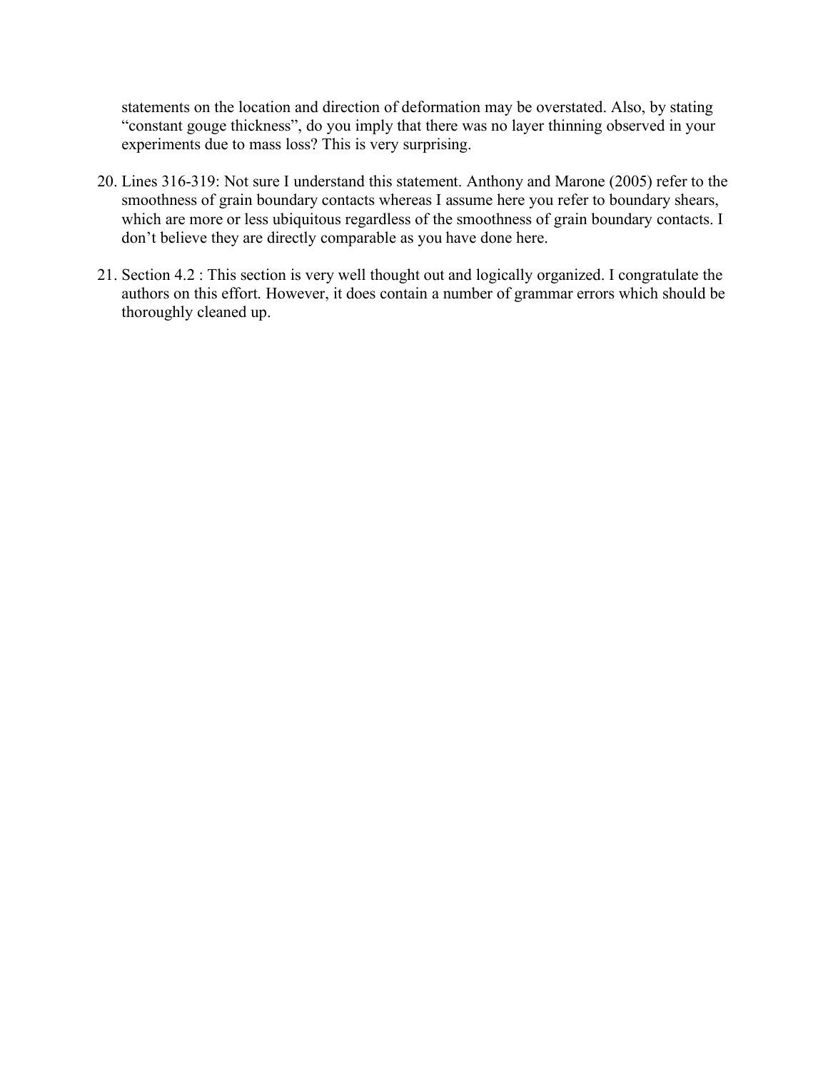statements on the location and direction of deformation may be overstated. Also, by stating "constant gouge thickness", do you imply that there was no layer thinning observed in your experiments due to mass loss? This is very surprising.

20. Lines 316-319: Not sure I understand this statement. Anthony and Marone (2005) refer to the smoothness of grain boundary contacts whereas I assume here you refer to boundary shears, which are more or less ubiquitous regardless of the smoothness of grain boundary contacts. I don't believe they are directly comparable as you have done here.

21. Section 4.2 : This section is very well thought out and logically organized. I congratulate the authors on this effort. However, it does contain a number of grammar errors which should be thoroughly cleaned up.